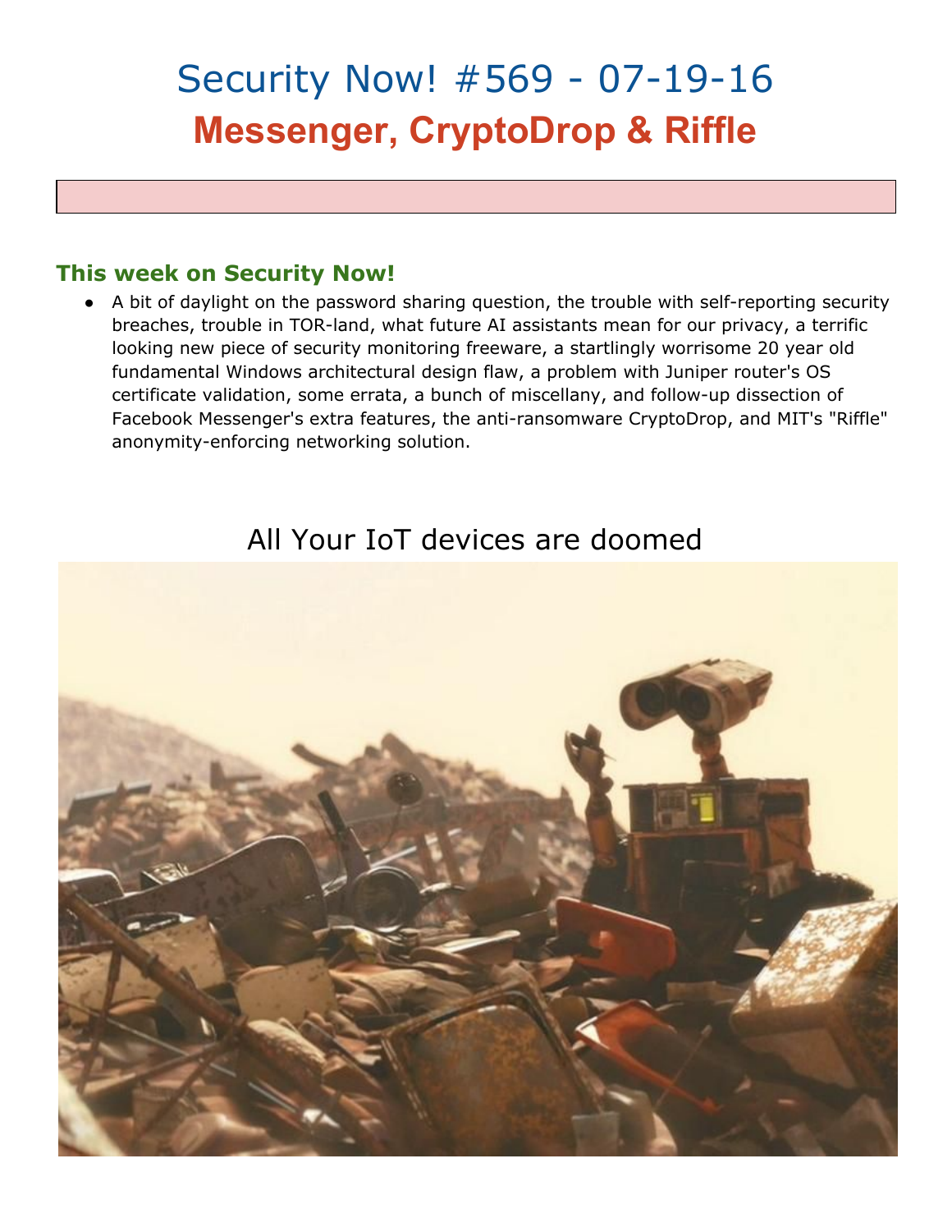# Security Now! #569 - 07-19-16

## Messenger, CryptoDrop & Riffle

### This week on Security Now!

- A bit of daylight on the password sharing question, the trouble with self-reporting security breaches, trouble in TOR-land, what future AI assistants mean for our privacy, a terrific looking new piece of security monitoring freeware, a startlingly worrisome 20 year old fundamental Windows architectural design flaw, a problem with Juniper router's OS certificate validation, some errata, a bunch of miscellany, and follow-up dissection of Facebook Messenger's extra features, the anti-ransomware CryptoDrop, and MIT's "Riffle" anonymity-enforcing networking solution.

All Your IoT devices are doomed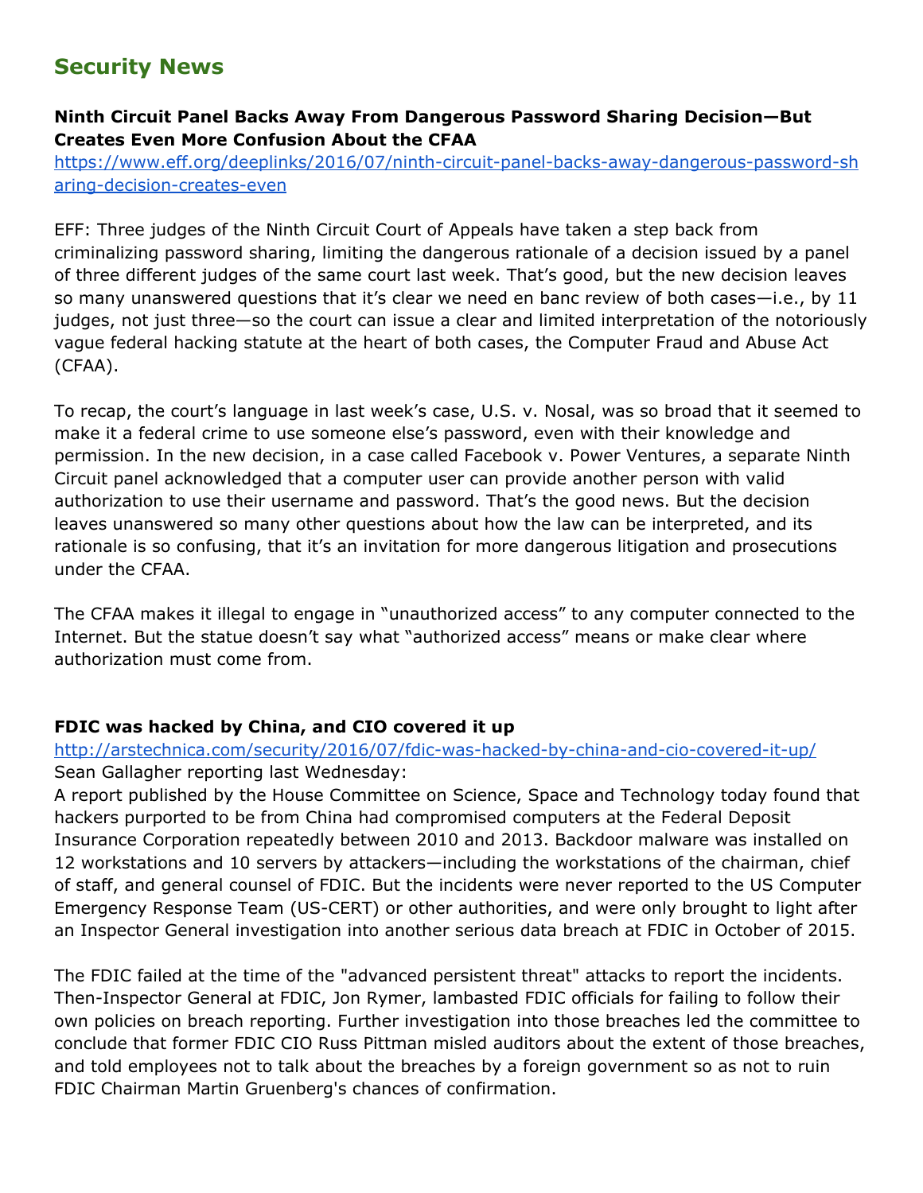## Security News

**Ninth Circuit Panel Backs Away From Dangerous Password Sharing Decision—But Creates Even More Confusion About the CFAA**

https://www.eff.org/deeplinks/2016/07/ninth-circuit-panel-backs-away-dangerous-password-sharing-decision-creates-even

EFF: Three judges of the Ninth Circuit Court of Appeals have taken a step back from criminalizing password sharing, limiting the dangerous rationale of a decision issued by a panel of three different judges of the same court last week. That's good, but the new decision leaves so many unanswered questions that it's clear we need en banc review of both cases—i.e., by 11 judges, not just three—so the court can issue a clear and limited interpretation of the notoriously vague federal hacking statute at the heart of both cases, the Computer Fraud and Abuse Act (CFAA).

To recap, the court's language in last week's case, U.S. v. Nosal, was so broad that it seemed to make it a federal crime to use someone else's password, even with their knowledge and permission. In the new decision, in a case called Facebook v. Power Ventures, a separate Ninth Circuit panel acknowledged that a computer user can provide another person with valid authorization to use their username and password. That's the good news. But the decision leaves unanswered so many other questions about how the law can be interpreted, and its rationale is so confusing, that it's an invitation for more dangerous litigation and prosecutions under the CFAA.

The CFAA makes it illegal to engage in "unauthorized access" to any computer connected to the Internet. But the statue doesn't say what "authorized access" means or make clear where authorization must come from.

**FDIC was hacked by China, and CIO covered it up**

http://arstechnica.com/security/2016/07/fdic-was-hacked-by-china-and-cio-covered-it-up/

Sean Gallagher reporting last Wednesday:

A report published by the House Committee on Science, Space and Technology today found that hackers purported to be from China had compromised computers at the Federal Deposit Insurance Corporation repeatedly between 2010 and 2013. Backdoor malware was installed on 12 workstations and 10 servers by attackers—including the workstations of the chairman, chief of staff, and general counsel of FDIC. But the incidents were never reported to the US Computer Emergency Response Team (US-CERT) or other authorities, and were only brought to light after an Inspector General investigation into another serious data breach at FDIC in October of 2015.

The FDIC failed at the time of the "advanced persistent threat" attacks to report the incidents. Then-Inspector General at FDIC, Jon Rymer, lambasted FDIC officials for failing to follow their own policies on breach reporting. Further investigation into those breaches led the committee to conclude that former FDIC CIO Russ Pittman misled auditors about the extent of those breaches, and told employees not to talk about the breaches by a foreign government so as not to ruin FDIC Chairman Martin Gruenberg's chances of confirmation.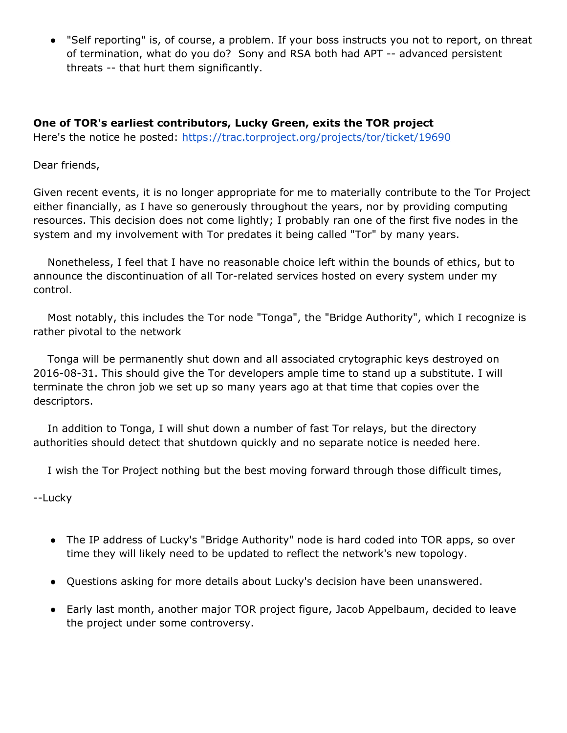- "Self reporting" is, of course, a problem. If your boss instructs you not to report, on threat of termination, what do you do? Sony and RSA both had APT -- advanced persistent threats -- that hurt them significantly.

**One of TOR's earliest contributors, Lucky Green, exits the TOR project**
Here's the notice he posted: https://trac.torproject.org/projects/tor/ticket/19690

Dear friends,

Given recent events, it is no longer appropriate for me to materially contribute to the Tor Project either financially, as I have so generously throughout the years, nor by providing computing resources. This decision does not come lightly; I probably ran one of the first five nodes in the system and my involvement with Tor predates it being called "Tor" by many years.

Nonetheless, I feel that I have no reasonable choice left within the bounds of ethics, but to announce the discontinuation of all Tor-related services hosted on every system under my control.

Most notably, this includes the Tor node "Tonga", the "Bridge Authority", which I recognize is rather pivotal to the network

Tonga will be permanently shut down and all associated crytographic keys destroyed on 2016-08-31. This should give the Tor developers ample time to stand up a substitute. I will terminate the chron job we set up so many years ago at that time that copies over the descriptors.

In addition to Tonga, I will shut down a number of fast Tor relays, but the directory authorities should detect that shutdown quickly and no separate notice is needed here.

I wish the Tor Project nothing but the best moving forward through those difficult times,

--Lucky

- The IP address of Lucky's "Bridge Authority" node is hard coded into TOR apps, so over time they will likely need to be updated to reflect the network's new topology.
- Questions asking for more details about Lucky's decision have been unanswered.
- Early last month, another major TOR project figure, Jacob Appelbaum, decided to leave the project under some controversy.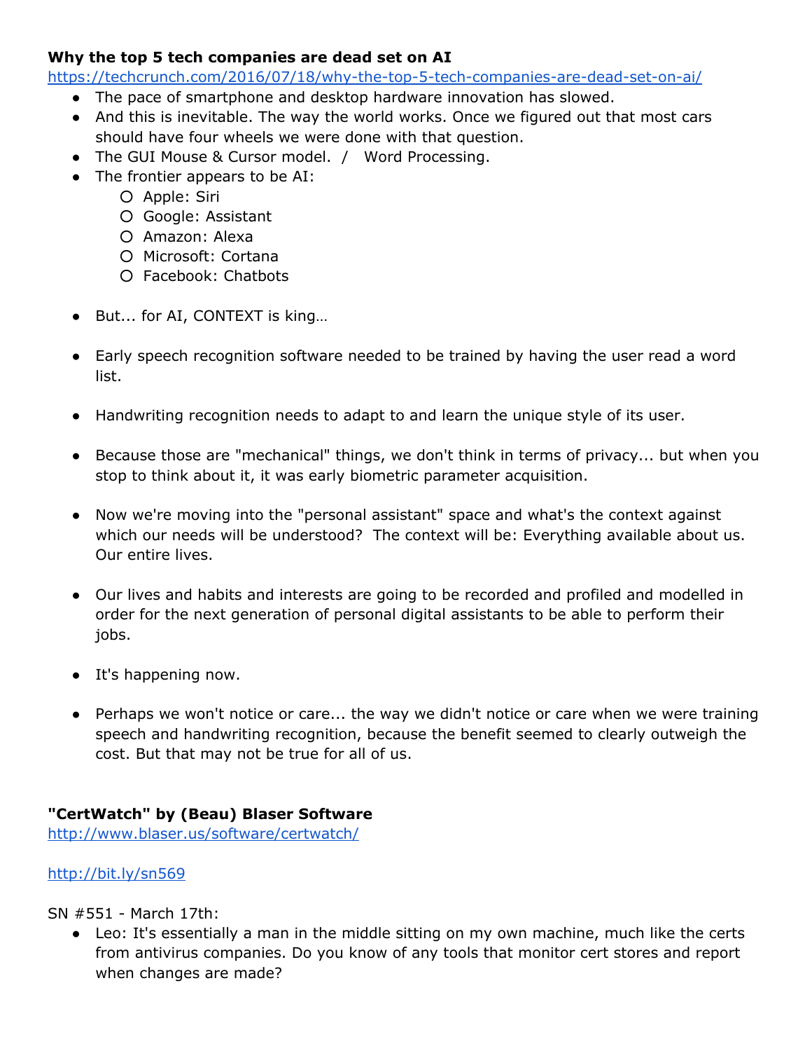**Why the top 5 tech companies are dead set on AI**
https://techcrunch.com/2016/07/18/why-the-top-5-tech-companies-are-dead-set-on-ai/

- The pace of smartphone and desktop hardware innovation has slowed.
- And this is inevitable. The way the world works. Once we figured out that most cars should have four wheels we were done with that question.
- The GUI Mouse & Cursor model. / Word Processing.
- The frontier appears to be AI:
  - Apple: Siri
  - Google: Assistant
  - Amazon: Alexa
  - Microsoft: Cortana
  - Facebook: Chatbots

- But... for AI, CONTEXT is king…

- Early speech recognition software needed to be trained by having the user read a word list.

- Handwriting recognition needs to adapt to and learn the unique style of its user.

- Because those are "mechanical" things, we don't think in terms of privacy... but when you stop to think about it, it was early biometric parameter acquisition.

- Now we're moving into the "personal assistant" space and what's the context against which our needs will be understood? The context will be: Everything available about us. Our entire lives.

- Our lives and habits and interests are going to be recorded and profiled and modelled in order for the next generation of personal digital assistants to be able to perform their jobs.

- It's happening now.

- Perhaps we won't notice or care... the way we didn't notice or care when we were training speech and handwriting recognition, because the benefit seemed to clearly outweigh the cost. But that may not be true for all of us.

**"CertWatch" by (Beau) Blaser Software**
http://www.blaser.us/software/certwatch/

http://bit.ly/sn569

SN #551 - March 17th:

- Leo: It's essentially a man in the middle sitting on my own machine, much like the certs from antivirus companies. Do you know of any tools that monitor cert stores and report when changes are made?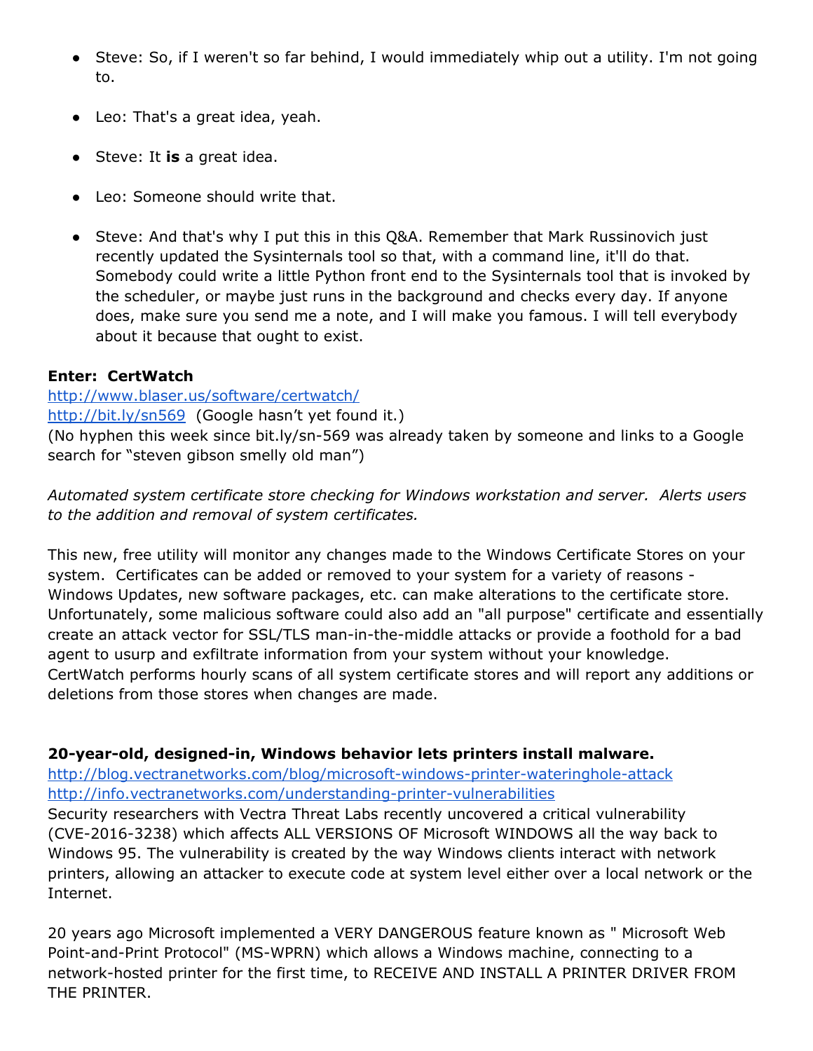- Steve: So, if I weren't so far behind, I would immediately whip out a utility. I'm not going to.
- Leo: That's a great idea, yeah.
- Steve: It **is** a great idea.
- Leo: Someone should write that.
- Steve: And that's why I put this in this Q&A. Remember that Mark Russinovich just recently updated the Sysinternals tool so that, with a command line, it'll do that. Somebody could write a little Python front end to the Sysinternals tool that is invoked by the scheduler, or maybe just runs in the background and checks every day. If anyone does, make sure you send me a note, and I will make you famous. I will tell everybody about it because that ought to exist.

**Enter: CertWatch**
http://www.blaser.us/software/certwatch/
http://bit.ly/sn569 (Google hasn't yet found it.)
(No hyphen this week since bit.ly/sn-569 was already taken by someone and links to a Google search for "steven gibson smelly old man")

*Automated system certificate store checking for Windows workstation and server. Alerts users to the addition and removal of system certificates.*

This new, free utility will monitor any changes made to the Windows Certificate Stores on your system. Certificates can be added or removed to your system for a variety of reasons - Windows Updates, new software packages, etc. can make alterations to the certificate store. Unfortunately, some malicious software could also add an "all purpose" certificate and essentially create an attack vector for SSL/TLS man-in-the-middle attacks or provide a foothold for a bad agent to usurp and exfiltrate information from your system without your knowledge. CertWatch performs hourly scans of all system certificate stores and will report any additions or deletions from those stores when changes are made.

**20-year-old, designed-in, Windows behavior lets printers install malware.**
http://blog.vectranetworks.com/blog/microsoft-windows-printer-wateringhole-attack
http://info.vectranetworks.com/understanding-printer-vulnerabilities
Security researchers with Vectra Threat Labs recently uncovered a critical vulnerability (CVE-2016-3238) which affects ALL VERSIONS OF Microsoft WINDOWS all the way back to Windows 95. The vulnerability is created by the way Windows clients interact with network printers, allowing an attacker to execute code at system level either over a local network or the Internet.

20 years ago Microsoft implemented a VERY DANGEROUS feature known as " Microsoft Web Point-and-Print Protocol" (MS-WPRN) which allows a Windows machine, connecting to a network-hosted printer for the first time, to RECEIVE AND INSTALL A PRINTER DRIVER FROM THE PRINTER.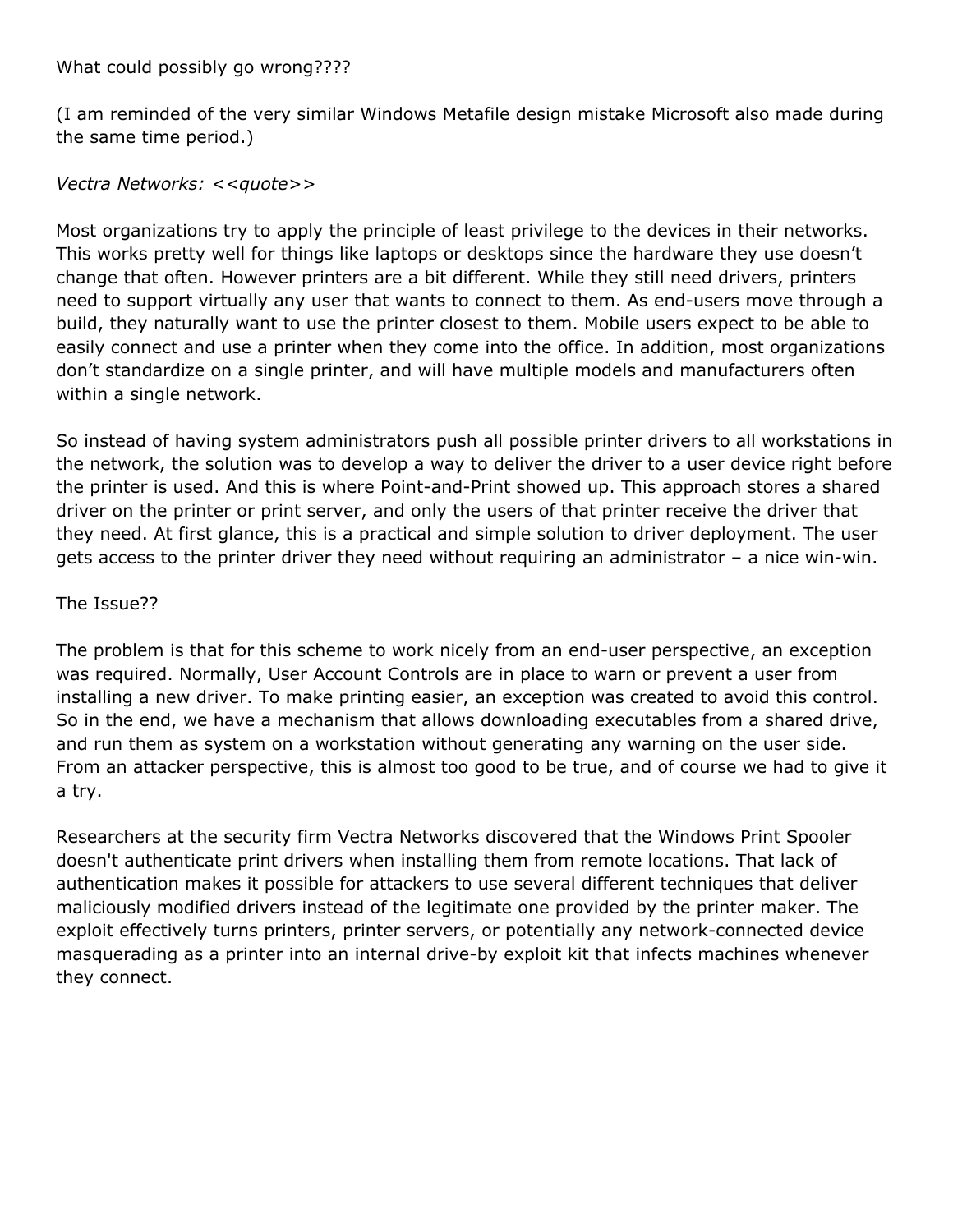What could possibly go wrong????

(I am reminded of the very similar Windows Metafile design mistake Microsoft also made during the same time period.)

*Vectra Networks: <<quote>>*

Most organizations try to apply the principle of least privilege to the devices in their networks. This works pretty well for things like laptops or desktops since the hardware they use doesn't change that often. However printers are a bit different. While they still need drivers, printers need to support virtually any user that wants to connect to them. As end-users move through a build, they naturally want to use the printer closest to them. Mobile users expect to be able to easily connect and use a printer when they come into the office. In addition, most organizations don't standardize on a single printer, and will have multiple models and manufacturers often within a single network.

So instead of having system administrators push all possible printer drivers to all workstations in the network, the solution was to develop a way to deliver the driver to a user device right before the printer is used. And this is where Point-and-Print showed up. This approach stores a shared driver on the printer or print server, and only the users of that printer receive the driver that they need. At first glance, this is a practical and simple solution to driver deployment. The user gets access to the printer driver they need without requiring an administrator – a nice win-win.

The Issue??

The problem is that for this scheme to work nicely from an end-user perspective, an exception was required. Normally, User Account Controls are in place to warn or prevent a user from installing a new driver. To make printing easier, an exception was created to avoid this control. So in the end, we have a mechanism that allows downloading executables from a shared drive, and run them as system on a workstation without generating any warning on the user side. From an attacker perspective, this is almost too good to be true, and of course we had to give it a try.

Researchers at the security firm Vectra Networks discovered that the Windows Print Spooler doesn't authenticate print drivers when installing them from remote locations. That lack of authentication makes it possible for attackers to use several different techniques that deliver maliciously modified drivers instead of the legitimate one provided by the printer maker. The exploit effectively turns printers, printer servers, or potentially any network-connected device masquerading as a printer into an internal drive-by exploit kit that infects machines whenever they connect.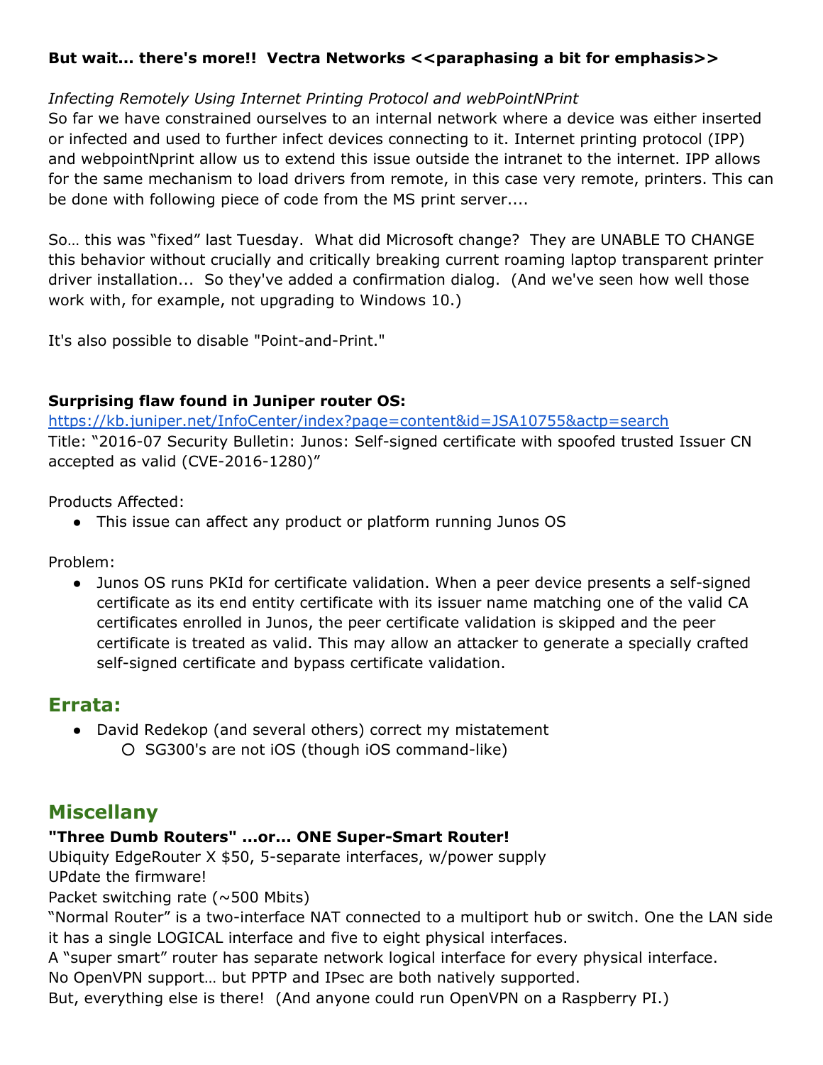**But wait... there's more!! Vectra Networks <<paraphasing a bit for emphasis>>**

*Infecting Remotely Using Internet Printing Protocol and webPointNPrint*
So far we have constrained ourselves to an internal network where a device was either inserted or infected and used to further infect devices connecting to it. Internet printing protocol (IPP) and webpointNprint allow us to extend this issue outside the intranet to the internet. IPP allows for the same mechanism to load drivers from remote, in this case very remote, printers. This can be done with following piece of code from the MS print server....

So… this was "fixed" last Tuesday. What did Microsoft change? They are UNABLE TO CHANGE this behavior without crucially and critically breaking current roaming laptop transparent printer driver installation... So they've added a confirmation dialog. (And we've seen how well those work with, for example, not upgrading to Windows 10.)

It's also possible to disable "Point-and-Print."

**Surprising flaw found in Juniper router OS:**
https://kb.juniper.net/InfoCenter/index?page=content&id=JSA10755&actp=search
Title: "2016-07 Security Bulletin: Junos: Self-signed certificate with spoofed trusted Issuer CN accepted as valid (CVE-2016-1280)"

Products Affected:

- This issue can affect any product or platform running Junos OS

Problem:

- Junos OS runs PKId for certificate validation. When a peer device presents a self-signed certificate as its end entity certificate with its issuer name matching one of the valid CA certificates enrolled in Junos, the peer certificate validation is skipped and the peer certificate is treated as valid. This may allow an attacker to generate a specially crafted self-signed certificate and bypass certificate validation.

## Errata:

- David Redekop (and several others) correct my mistatement
  - SG300's are not iOS (though iOS command-like)

## Miscellany

**"Three Dumb Routers" ...or... ONE Super-Smart Router!**
Ubiquity EdgeRouter X $50, 5-separate interfaces, w/power supply
UPdate the firmware!
Packet switching rate (~500 Mbits)
"Normal Router" is a two-interface NAT connected to a multiport hub or switch. One the LAN side it has a single LOGICAL interface and five to eight physical interfaces.
A "super smart" router has separate network logical interface for every physical interface.
No OpenVPN support… but PPTP and IPsec are both natively supported.
But, everything else is there! (And anyone could run OpenVPN on a Raspberry PI.)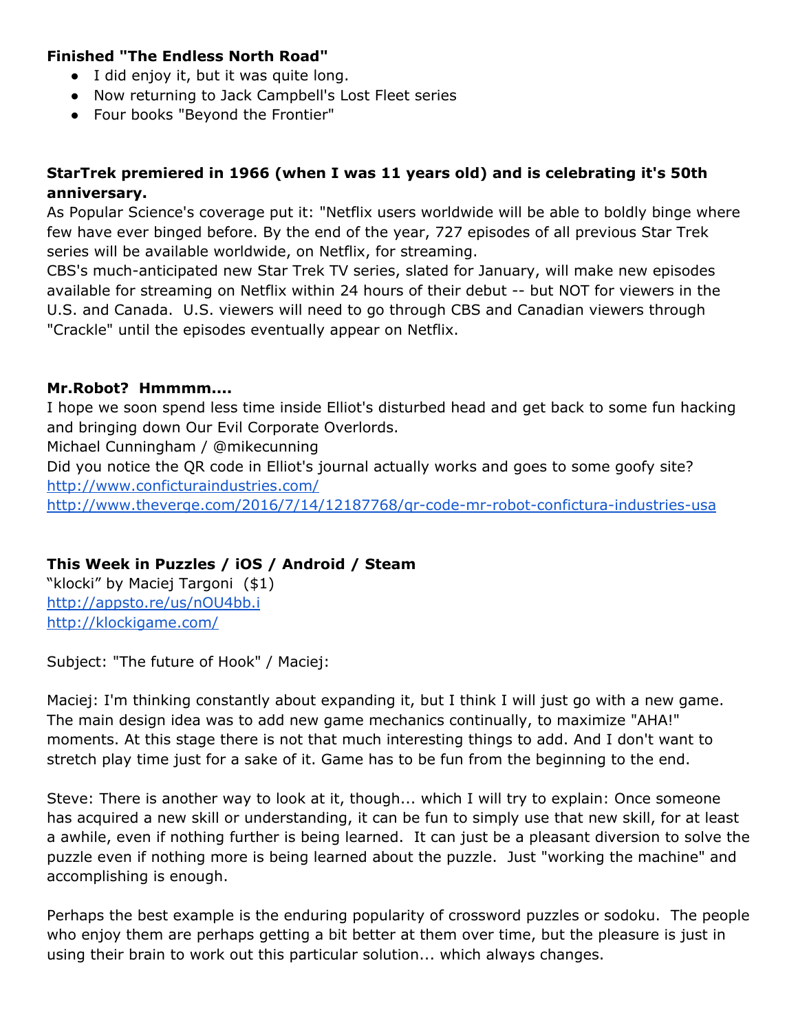**Finished "The Endless North Road"**

- I did enjoy it, but it was quite long.
- Now returning to Jack Campbell's Lost Fleet series
- Four books "Beyond the Frontier"

**StarTrek premiered in 1966 (when I was 11 years old) and is celebrating it's 50th anniversary.**

As Popular Science's coverage put it: "Netflix users worldwide will be able to boldly binge where few have ever binged before. By the end of the year, 727 episodes of all previous Star Trek series will be available worldwide, on Netflix, for streaming.

CBS's much-anticipated new Star Trek TV series, slated for January, will make new episodes available for streaming on Netflix within 24 hours of their debut -- but NOT for viewers in the U.S. and Canada. U.S. viewers will need to go through CBS and Canadian viewers through "Crackle" until the episodes eventually appear on Netflix.

**Mr.Robot? Hmmmm....**

I hope we soon spend less time inside Elliot's disturbed head and get back to some fun hacking and bringing down Our Evil Corporate Overlords.

Michael Cunningham / @mikecunning

Did you notice the QR code in Elliot's journal actually works and goes to some goofy site?

http://www.conficturaindustries.com/

http://www.theverge.com/2016/7/14/12187768/qr-code-mr-robot-confictura-industries-usa

**This Week in Puzzles / iOS / Android / Steam**

"klocki" by Maciej Targoni ($1)

http://appsto.re/us/nOU4bb.i

http://klockigame.com/

Subject: "The future of Hook" / Maciej:

Maciej: I'm thinking constantly about expanding it, but I think I will just go with a new game. The main design idea was to add new game mechanics continually, to maximize "AHA!" moments. At this stage there is not that much interesting things to add. And I don't want to stretch play time just for a sake of it. Game has to be fun from the beginning to the end.

Steve: There is another way to look at it, though... which I will try to explain: Once someone has acquired a new skill or understanding, it can be fun to simply use that new skill, for at least a awhile, even if nothing further is being learned. It can just be a pleasant diversion to solve the puzzle even if nothing more is being learned about the puzzle. Just "working the machine" and accomplishing is enough.

Perhaps the best example is the enduring popularity of crossword puzzles or sodoku. The people who enjoy them are perhaps getting a bit better at them over time, but the pleasure is just in using their brain to work out this particular solution... which always changes.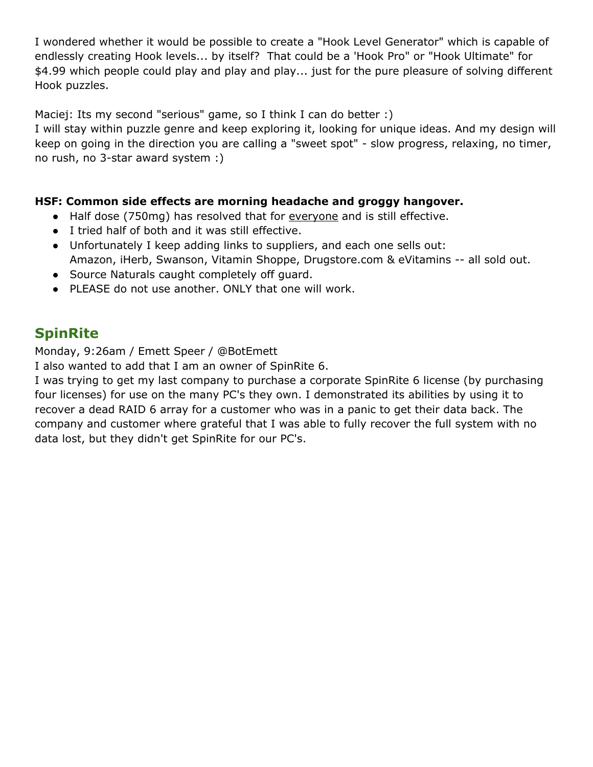I wondered whether it would be possible to create a "Hook Level Generator" which is capable of endlessly creating Hook levels... by itself?  That could be a 'Hook Pro" or "Hook Ultimate" for $4.99 which people could play and play and play... just for the pure pleasure of solving different Hook puzzles.

Maciej: Its my second "serious" game, so I think I can do better :)
I will stay within puzzle genre and keep exploring it, looking for unique ideas. And my design will keep on going in the direction you are calling a "sweet spot" - slow progress, relaxing, no timer, no rush, no 3-star award system :)

**HSF: Common side effects are morning headache and groggy hangover.**

- Half dose (750mg) has resolved that for everyone and is still effective.
- I tried half of both and it was still effective.
- Unfortunately I keep adding links to suppliers, and each one sells out: Amazon, iHerb, Swanson, Vitamin Shoppe, Drugstore.com & eVitamins -- all sold out.
- Source Naturals caught completely off guard.
- PLEASE do not use another. ONLY that one will work.

## SpinRite

Monday, 9:26am / Emett Speer / @BotEmett
I also wanted to add that I am an owner of SpinRite 6.
I was trying to get my last company to purchase a corporate SpinRite 6 license (by purchasing four licenses) for use on the many PC's they own. I demonstrated its abilities by using it to recover a dead RAID 6 array for a customer who was in a panic to get their data back. The company and customer where grateful that I was able to fully recover the full system with no data lost, but they didn't get SpinRite for our PC's.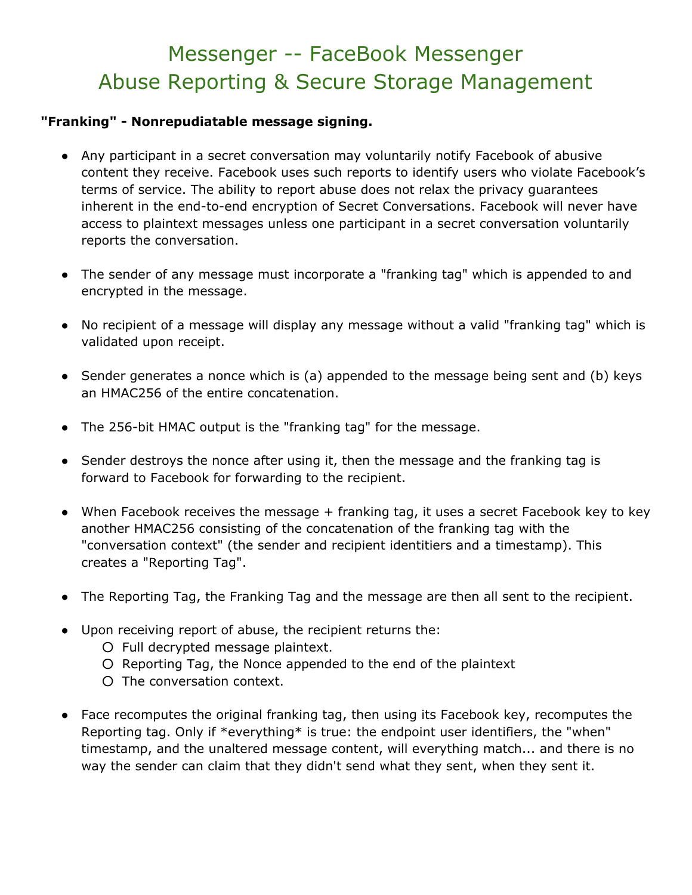# Messenger -- FaceBook Messenger
# Abuse Reporting & Secure Storage Management

**"Franking" - Nonrepudiatable message signing.**

- Any participant in a secret conversation may voluntarily notify Facebook of abusive content they receive. Facebook uses such reports to identify users who violate Facebook's terms of service. The ability to report abuse does not relax the privacy guarantees inherent in the end-to-end encryption of Secret Conversations. Facebook will never have access to plaintext messages unless one participant in a secret conversation voluntarily reports the conversation.

- The sender of any message must incorporate a "franking tag" which is appended to and encrypted in the message.

- No recipient of a message will display any message without a valid "franking tag" which is validated upon receipt.

- Sender generates a nonce which is (a) appended to the message being sent and (b) keys an HMAC256 of the entire concatenation.

- The 256-bit HMAC output is the "franking tag" for the message.

- Sender destroys the nonce after using it, then the message and the franking tag is forward to Facebook for forwarding to the recipient.

- When Facebook receives the message + franking tag, it uses a secret Facebook key to key another HMAC256 consisting of the concatenation of the franking tag with the "conversation context" (the sender and recipient identitiers and a timestamp). This creates a "Reporting Tag".

- The Reporting Tag, the Franking Tag and the message are then all sent to the recipient.

- Upon receiving report of abuse, the recipient returns the:
  - Full decrypted message plaintext.
  - Reporting Tag, the Nonce appended to the end of the plaintext
  - The conversation context.

- Face recomputes the original franking tag, then using its Facebook key, recomputes the Reporting tag. Only if *everything* is true: the endpoint user identifiers, the "when" timestamp, and the unaltered message content, will everything match... and there is no way the sender can claim that they didn't send what they sent, when they sent it.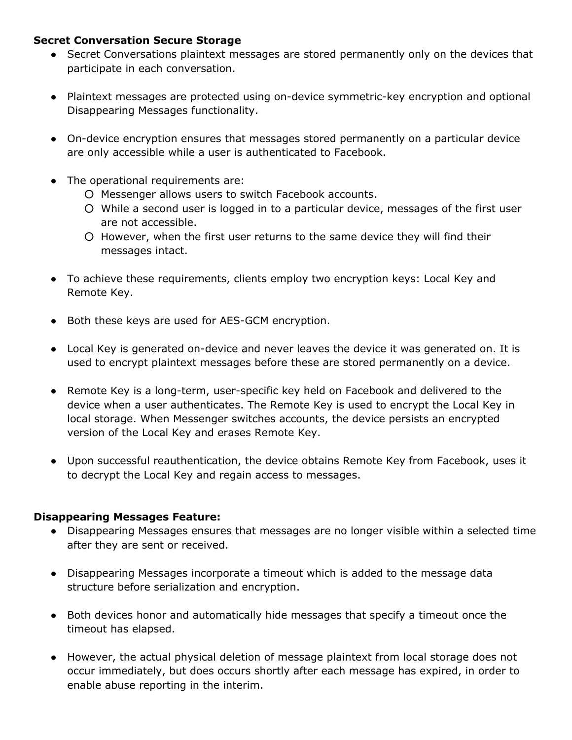**Secret Conversation Secure Storage**

- Secret Conversations plaintext messages are stored permanently only on the devices that participate in each conversation.

- Plaintext messages are protected using on-device symmetric-key encryption and optional Disappearing Messages functionality.

- On-device encryption ensures that messages stored permanently on a particular device are only accessible while a user is authenticated to Facebook.

- The operational requirements are:
  - Messenger allows users to switch Facebook accounts.
  - While a second user is logged in to a particular device, messages of the first user are not accessible.
  - However, when the first user returns to the same device they will find their messages intact.

- To achieve these requirements, clients employ two encryption keys: Local Key and Remote Key.

- Both these keys are used for AES-GCM encryption.

- Local Key is generated on-device and never leaves the device it was generated on. It is used to encrypt plaintext messages before these are stored permanently on a device.

- Remote Key is a long-term, user-specific key held on Facebook and delivered to the device when a user authenticates. The Remote Key is used to encrypt the Local Key in local storage. When Messenger switches accounts, the device persists an encrypted version of the Local Key and erases Remote Key.

- Upon successful reauthentication, the device obtains Remote Key from Facebook, uses it to decrypt the Local Key and regain access to messages.

**Disappearing Messages Feature:**

- Disappearing Messages ensures that messages are no longer visible within a selected time after they are sent or received.

- Disappearing Messages incorporate a timeout which is added to the message data structure before serialization and encryption.

- Both devices honor and automatically hide messages that specify a timeout once the timeout has elapsed.

- However, the actual physical deletion of message plaintext from local storage does not occur immediately, but does occurs shortly after each message has expired, in order to enable abuse reporting in the interim.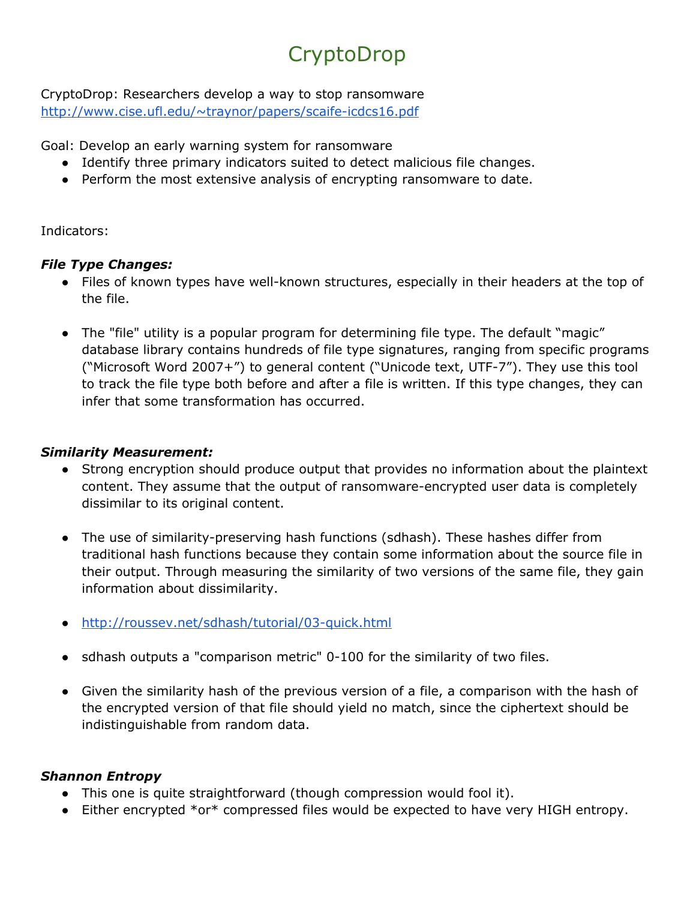# CryptoDrop

CryptoDrop: Researchers develop a way to stop ransomware
http://www.cise.ufl.edu/~traynor/papers/scaife-icdcs16.pdf

Goal: Develop an early warning system for ransomware

- Identify three primary indicators suited to detect malicious file changes.
- Perform the most extensive analysis of encrypting ransomware to date.

Indicators:

***File Type Changes:***

- Files of known types have well-known structures, especially in their headers at the top of the file.
- The "file" utility is a popular program for determining file type. The default “magic” database library contains hundreds of file type signatures, ranging from specific programs (“Microsoft Word 2007+”) to general content (“Unicode text, UTF-7”). They use this tool to track the file type both before and after a file is written. If this type changes, they can infer that some transformation has occurred.

***Similarity Measurement:***

- Strong encryption should produce output that provides no information about the plaintext content. They assume that the output of ransomware-encrypted user data is completely dissimilar to its original content.
- The use of similarity-preserving hash functions (sdhash). These hashes differ from traditional hash functions because they contain some information about the source file in their output. Through measuring the similarity of two versions of the same file, they gain information about dissimilarity.
- http://roussev.net/sdhash/tutorial/03-quick.html
- sdhash outputs a "comparison metric" 0-100 for the similarity of two files.
- Given the similarity hash of the previous version of a file, a comparison with the hash of the encrypted version of that file should yield no match, since the ciphertext should be indistinguishable from random data.

***Shannon Entropy***

- This one is quite straightforward (though compression would fool it).
- Either encrypted *or* compressed files would be expected to have very HIGH entropy.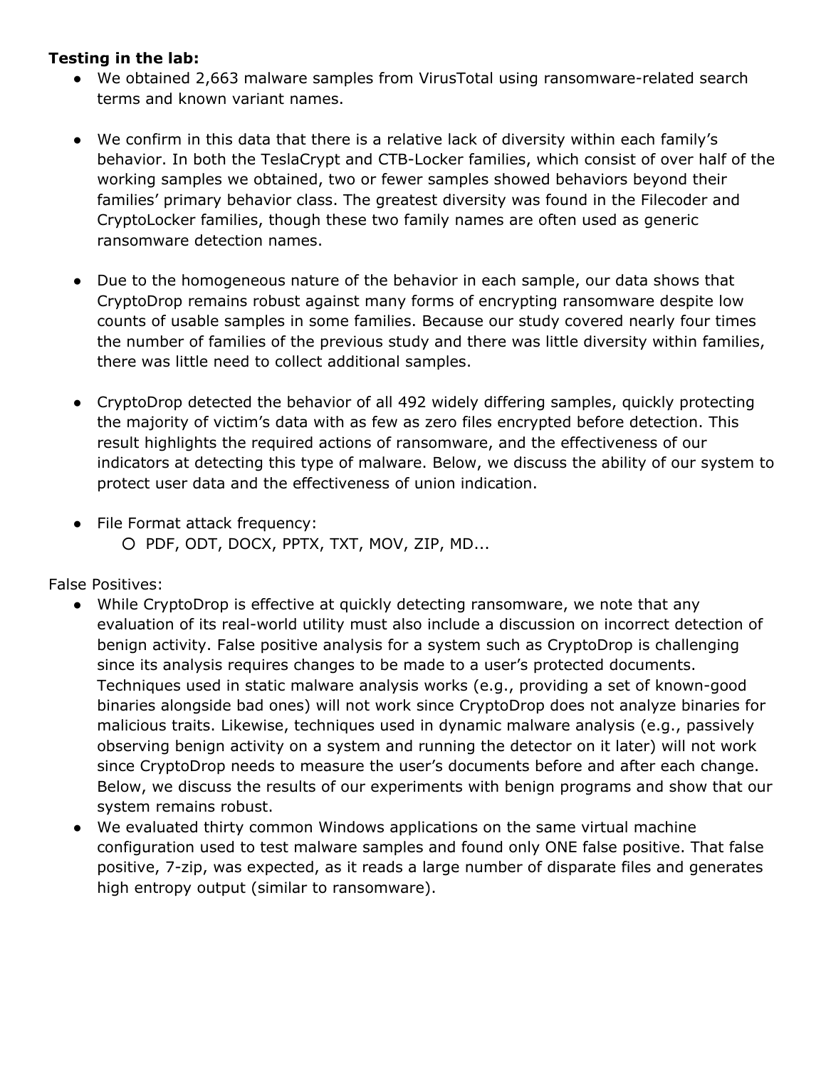**Testing in the lab:**

- We obtained 2,663 malware samples from VirusTotal using ransomware-related search terms and known variant names.

- We confirm in this data that there is a relative lack of diversity within each family's behavior. In both the TeslaCrypt and CTB-Locker families, which consist of over half of the working samples we obtained, two or fewer samples showed behaviors beyond their families' primary behavior class. The greatest diversity was found in the Filecoder and CryptoLocker families, though these two family names are often used as generic ransomware detection names.

- Due to the homogeneous nature of the behavior in each sample, our data shows that CryptoDrop remains robust against many forms of encrypting ransomware despite low counts of usable samples in some families. Because our study covered nearly four times the number of families of the previous study and there was little diversity within families, there was little need to collect additional samples.

- CryptoDrop detected the behavior of all 492 widely differing samples, quickly protecting the majority of victim's data with as few as zero files encrypted before detection. This result highlights the required actions of ransomware, and the effectiveness of our indicators at detecting this type of malware. Below, we discuss the ability of our system to protect user data and the effectiveness of union indication.

- File Format attack frequency:
  - PDF, ODT, DOCX, PPTX, TXT, MOV, ZIP, MD...

False Positives:

- While CryptoDrop is effective at quickly detecting ransomware, we note that any evaluation of its real-world utility must also include a discussion on incorrect detection of benign activity. False positive analysis for a system such as CryptoDrop is challenging since its analysis requires changes to be made to a user's protected documents. Techniques used in static malware analysis works (e.g., providing a set of known-good binaries alongside bad ones) will not work since CryptoDrop does not analyze binaries for malicious traits. Likewise, techniques used in dynamic malware analysis (e.g., passively observing benign activity on a system and running the detector on it later) will not work since CryptoDrop needs to measure the user's documents before and after each change. Below, we discuss the results of our experiments with benign programs and show that our system remains robust.
- We evaluated thirty common Windows applications on the same virtual machine configuration used to test malware samples and found only ONE false positive. That false positive, 7-zip, was expected, as it reads a large number of disparate files and generates high entropy output (similar to ransomware).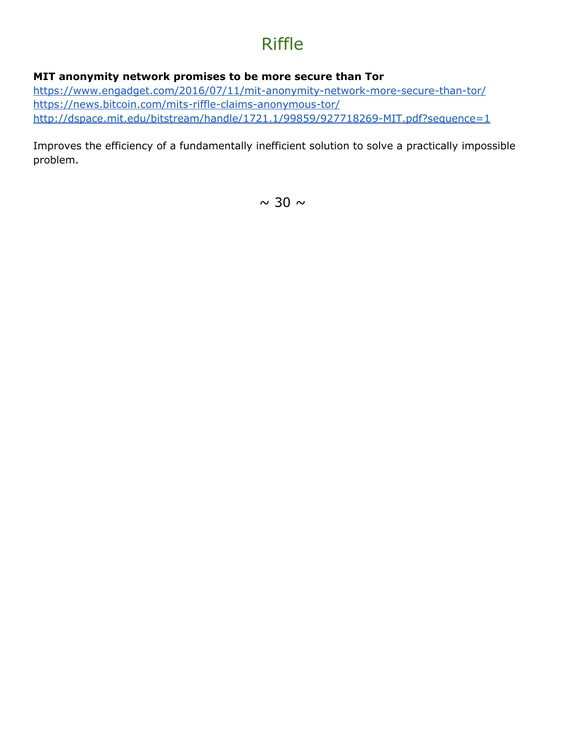# Riffle

**MIT anonymity network promises to be more secure than Tor**
https://www.engadget.com/2016/07/11/mit-anonymity-network-more-secure-than-tor/
https://news.bitcoin.com/mits-riffle-claims-anonymous-tor/
http://dspace.mit.edu/bitstream/handle/1721.1/99859/927718269-MIT.pdf?sequence=1

Improves the efficiency of a fundamentally inefficient solution to solve a practically impossible problem.